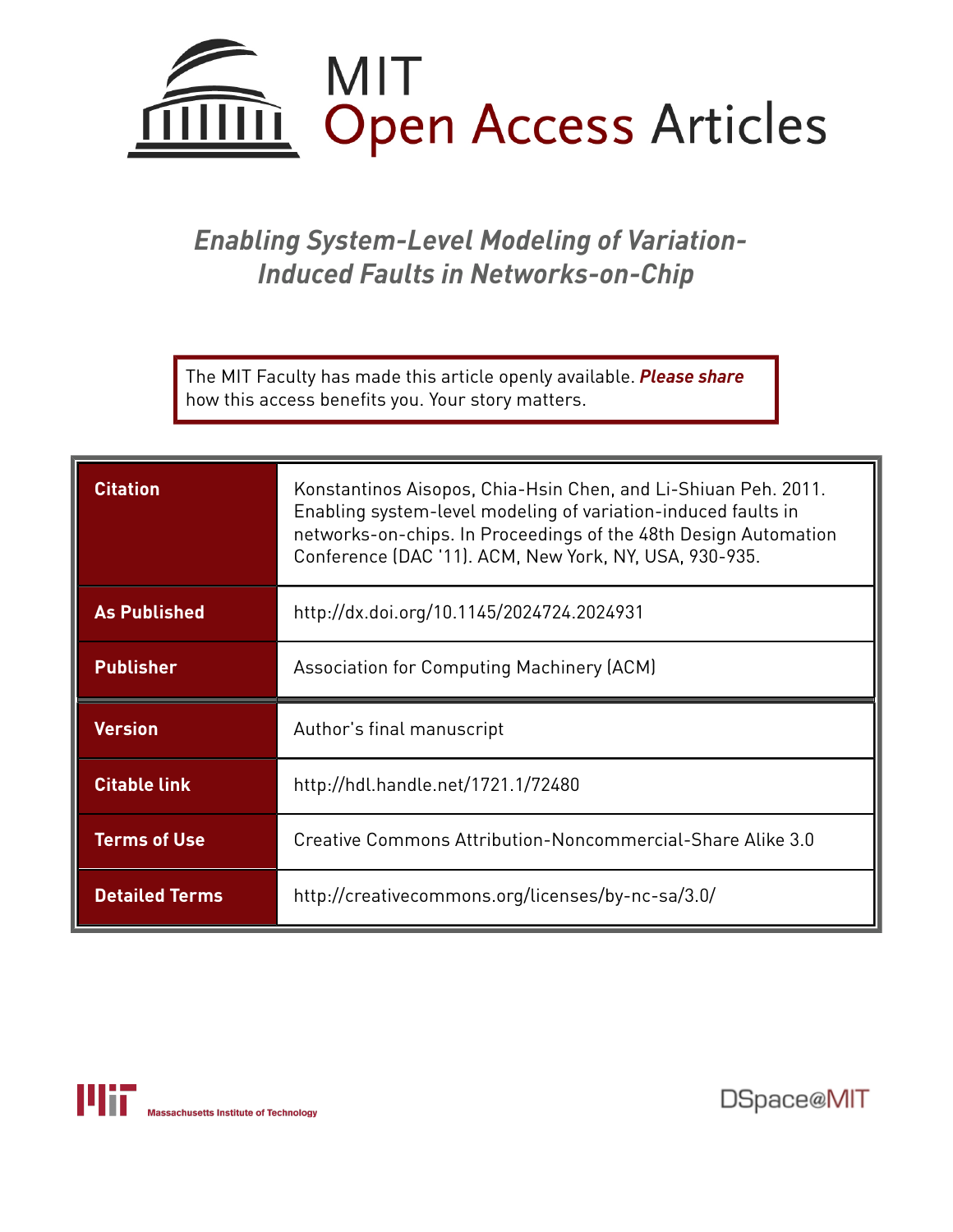MIT Open Access Articles

# *Enabling System-Level Modeling of Variation-Induced Faults in Networks-on-Chip*

The MIT Faculty has made this article openly available. ***Please share*** how this access benefits you. Your story matters.

| | |
|---|---|
| **Citation** | Konstantinos Aisopos, Chia-Hsin Chen, and Li-Shiuan Peh. 2011. Enabling system-level modeling of variation-induced faults in networks-on-chips. In Proceedings of the 48th Design Automation Conference (DAC '11). ACM, New York, NY, USA, 930-935. |
| **As Published** | http://dx.doi.org/10.1145/2024724.2024931 |
| **Publisher** | Association for Computing Machinery (ACM) |
| **Version** | Author's final manuscript |
| **Citable link** | http://hdl.handle.net/1721.1/72480 |
| **Terms of Use** | Creative Commons Attribution-Noncommercial-Share Alike 3.0 |
| **Detailed Terms** | http://creativecommons.org/licenses/by-nc-sa/3.0/ |

Massachusetts Institute of Technology

DSpace@MIT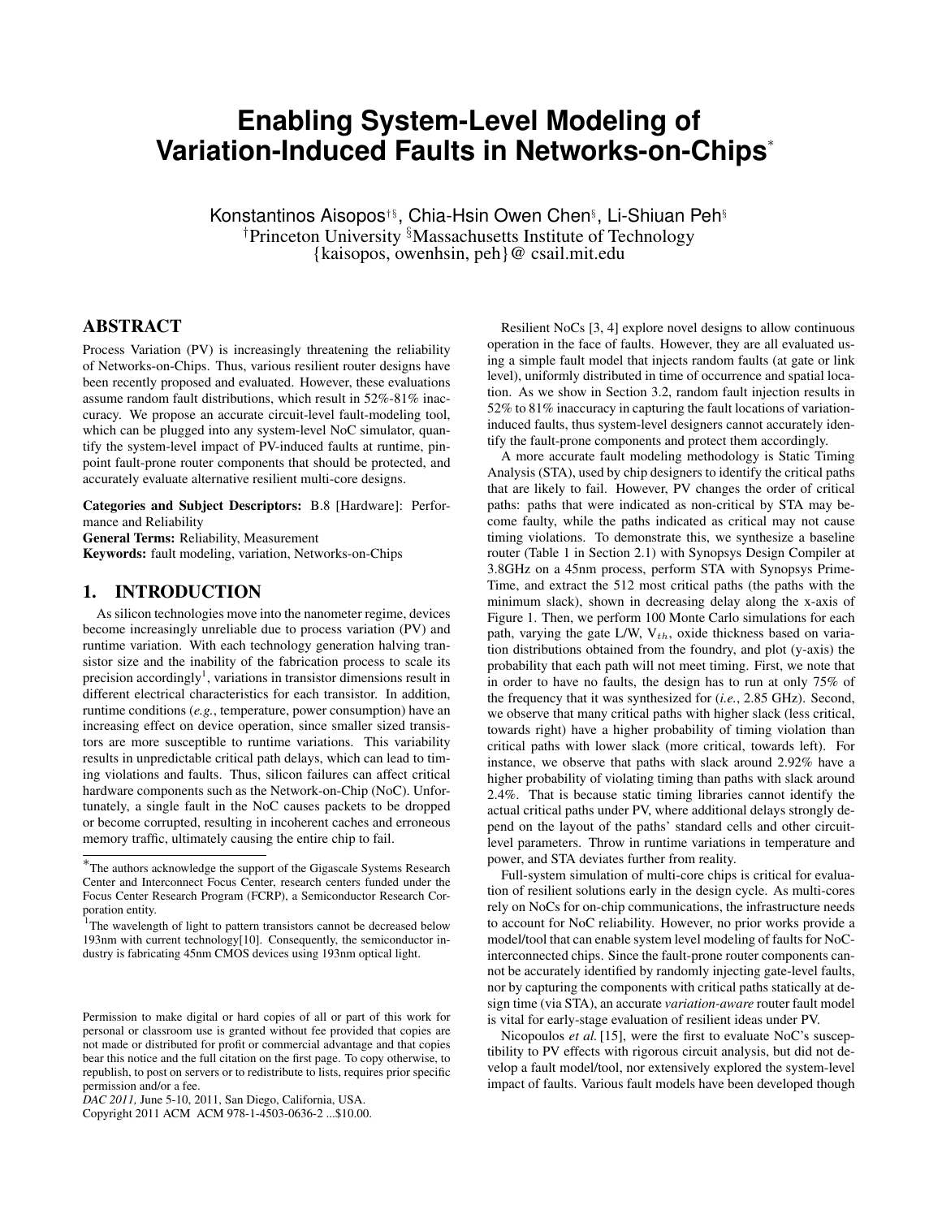# Enabling System-Level Modeling of Variation-Induced Faults in Networks-on-Chips*

Konstantinos Aisopos†§, Chia-Hsin Owen Chen§, Li-Shiuan Peh§
†Princeton University §Massachusetts Institute of Technology
{kaisopos, owenhsin, peh}@ csail.mit.edu

## ABSTRACT

Process Variation (PV) is increasingly threatening the reliability of Networks-on-Chips. Thus, various resilient router designs have been recently proposed and evaluated. However, these evaluations assume random fault distributions, which result in 52%-81% inaccuracy. We propose an accurate circuit-level fault-modeling tool, which can be plugged into any system-level NoC simulator, quantify the system-level impact of PV-induced faults at runtime, pinpoint fault-prone router components that should be protected, and accurately evaluate alternative resilient multi-core designs.

**Categories and Subject Descriptors:** B.8 [Hardware]: Performance and Reliability
**General Terms:** Reliability, Measurement
**Keywords:** fault modeling, variation, Networks-on-Chips

## 1. INTRODUCTION

As silicon technologies move into the nanometer regime, devices become increasingly unreliable due to process variation (PV) and runtime variation. With each technology generation halving transistor size and the inability of the fabrication process to scale its precision accordingly[1], variations in transistor dimensions result in different electrical characteristics for each transistor. In addition, runtime conditions (*e.g.*, temperature, power consumption) have an increasing effect on device operation, since smaller sized transistors are more susceptible to runtime variations. This variability results in unpredictable critical path delays, which can lead to timing violations and faults. Thus, silicon failures can affect critical hardware components such as the Network-on-Chip (NoC). Unfortunately, a single fault in the NoC causes packets to be dropped or become corrupted, resulting in incoherent caches and erroneous memory traffic, ultimately causing the entire chip to fail.

Resilient NoCs [3, 4] explore novel designs to allow continuous operation in the face of faults. However, they are all evaluated using a simple fault model that injects random faults (at gate or link level), uniformly distributed in time of occurrence and spatial location. As we show in Section 3.2, random fault injection results in 52% to 81% inaccuracy in capturing the fault locations of variation-induced faults, thus system-level designers cannot accurately identify the fault-prone components and protect them accordingly.

A more accurate fault modeling methodology is Static Timing Analysis (STA), used by chip designers to identify the critical paths that are likely to fail. However, PV changes the order of critical paths: paths that were indicated as non-critical by STA may become faulty, while the paths indicated as critical may not cause timing violations. To demonstrate this, we synthesize a baseline router (Table 1 in Section 2.1) with Synopsys Design Compiler at 3.8GHz on a 45nm process, perform STA with Synopsys PrimeTime, and extract the 512 most critical paths (the paths with the minimum slack), shown in decreasing delay along the x-axis of Figure 1. Then, we perform 100 Monte Carlo simulations for each path, varying the gate L/W, $V_{th}$, oxide thickness based on variation distributions obtained from the foundry, and plot (y-axis) the probability that each path will not meet timing. First, we note that in order to have no faults, the design has to run at only 75% of the frequency that it was synthesized for (*i.e.*, 2.85 GHz). Second, we observe that many critical paths with higher slack (less critical, towards right) have a higher probability of timing violation than critical paths with lower slack (more critical, towards left). For instance, we observe that paths with slack around 2.92% have a higher probability of violating timing than paths with slack around 2.4%. That is because static timing libraries cannot identify the actual critical paths under PV, where additional delays strongly depend on the layout of the paths' standard cells and other circuit-level parameters. Throw in runtime variations in temperature and power, and STA deviates further from reality.

Full-system simulation of multi-core chips is critical for evaluation of resilient solutions early in the design cycle. As multi-cores rely on NoCs for on-chip communications, the infrastructure needs to account for NoC reliability. However, no prior works provide a model/tool that can enable system level modeling of faults for NoC-interconnected chips. Since the fault-prone router components cannot be accurately identified by randomly injecting gate-level faults, nor by capturing the components with critical paths statically at design time (via STA), an accurate *variation-aware* router fault model is vital for early-stage evaluation of resilient ideas under PV.

Nicopoulos *et al.* [15], were the first to evaluate NoC's susceptibility to PV effects with rigorous circuit analysis, but did not develop a fault model/tool, nor extensively explored the system-level impact of faults. Various fault models have been developed though

---

*The authors acknowledge the support of the Gigascale Systems Research Center and Interconnect Focus Center, research centers funded under the Focus Center Research Program (FCRP), a Semiconductor Research Corporation entity.

[1] The wavelength of light to pattern transistors cannot be decreased below 193nm with current technology[10]. Consequently, the semiconductor industry is fabricating 45nm CMOS devices using 193nm optical light.

Permission to make digital or hard copies of all or part of this work for personal or classroom use is granted without fee provided that copies are not made or distributed for profit or commercial advantage and that copies bear this notice and the full citation on the first page. To copy otherwise, to republish, to post on servers or to redistribute to lists, requires prior specific permission and/or a fee.
*DAC 2011*, June 5-10, 2011, San Diego, California, USA.
Copyright 2011 ACM ACM 978-1-4503-0636-2 ...$10.00.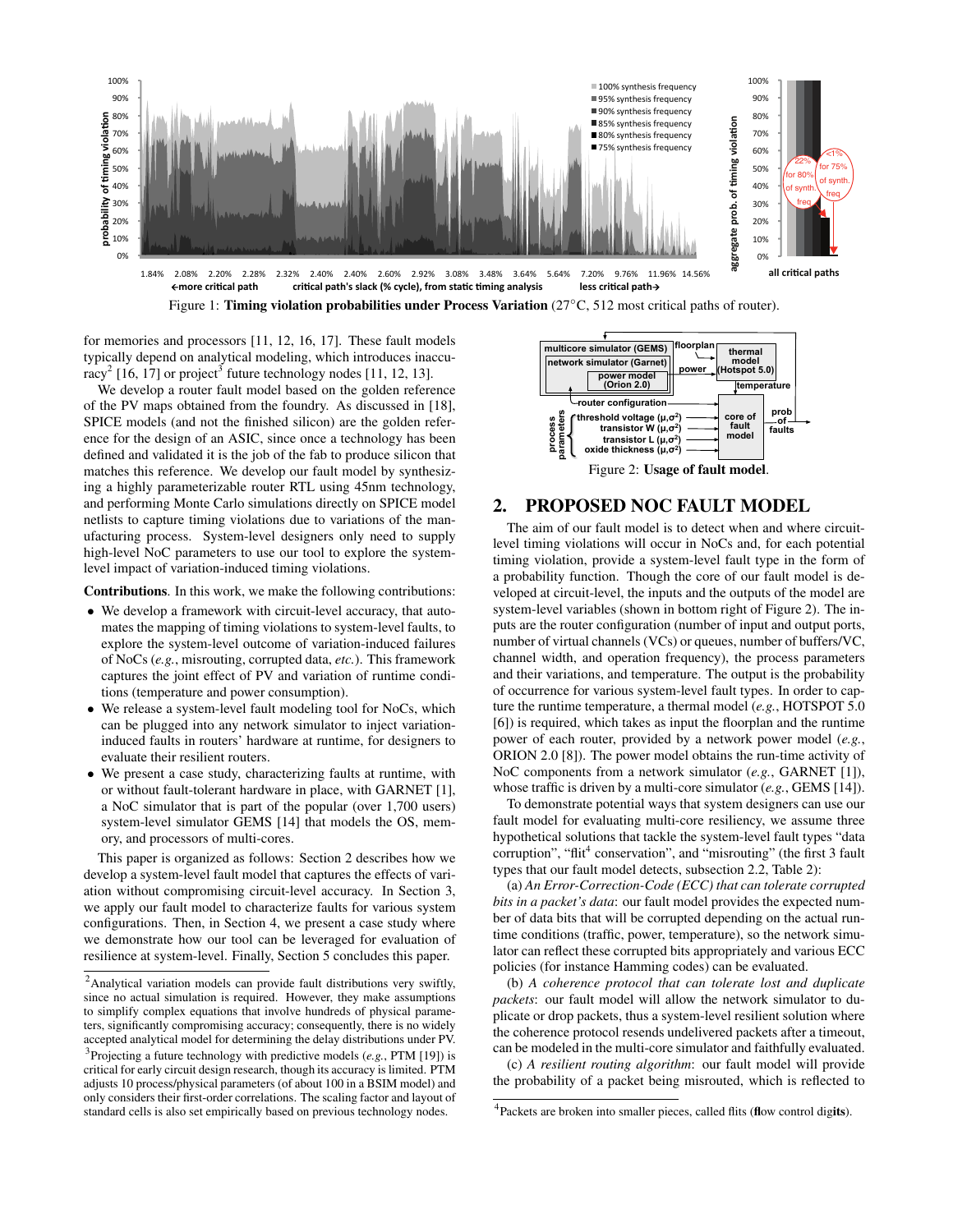Figure 1: **Timing violation probabilities under Process Variation** (27°C, 512 most critical paths of router).

for memories and processors [11, 12, 16, 17]. These fault models typically depend on analytical modeling, which introduces inaccuracy[2] [16, 17] or project[3] future technology nodes [11, 12, 13].

We develop a router fault model based on the golden reference of the PV maps obtained from the foundry. As discussed in [18], SPICE models (and not the finished silicon) are the golden reference for the design of an ASIC, since once a technology has been defined and validated it is the job of the fab to produce silicon that matches this reference. We develop our fault model by synthesizing a highly parameterizable router RTL using 45nm technology, and performing Monte Carlo simulations directly on SPICE model netlists to capture timing violations due to variations of the manufacturing process. System-level designers only need to supply high-level NoC parameters to use our tool to explore the system-level impact of variation-induced timing violations.

**Contributions**. In this work, we make the following contributions:

- We develop a framework with circuit-level accuracy, that automates the mapping of timing violations to system-level faults, to explore the system-level outcome of variation-induced failures of NoCs (*e.g.*, misrouting, corrupted data, *etc.*). This framework captures the joint effect of PV and variation of runtime conditions (temperature and power consumption).
- We release a system-level fault modeling tool for NoCs, which can be plugged into any network simulator to inject variation-induced faults in routers' hardware at runtime, for designers to evaluate their resilient routers.
- We present a case study, characterizing faults at runtime, with or without fault-tolerant hardware in place, with GARNET [1], a NoC simulator that is part of the popular (over 1,700 users) system-level simulator GEMS [14] that models the OS, memory, and processors of multi-cores.

This paper is organized as follows: Section 2 describes how we develop a system-level fault model that captures the effects of variation without compromising circuit-level accuracy. In Section 3, we apply our fault model to characterize faults for various system configurations. Then, in Section 4, we present a case study where we demonstrate how our tool can be leveraged for evaluation of resilience at system-level. Finally, Section 5 concludes this paper.

[2] Analytical variation models can provide fault distributions very swiftly, since no actual simulation is required. However, they make assumptions to simplify complex equations that involve hundreds of physical parameters, significantly compromising accuracy; consequently, there is no widely accepted analytical model for determining the delay distributions under PV.

[3] Projecting a future technology with predictive models (*e.g.*, PTM [19]) is critical for early circuit design research, though its accuracy is limited. PTM adjusts 10 process/physical parameters (of about 100 in a BSIM model) and only considers their first-order correlations. The scaling factor and layout of standard cells is also set empirically based on previous technology nodes.

Figure 2: **Usage of fault model**.

## 2. PROPOSED NOC FAULT MODEL

The aim of our fault model is to detect when and where circuit-level timing violations will occur in NoCs and, for each potential timing violation, provide a system-level fault type in the form of a probability function. Though the core of our fault model is developed at circuit-level, the inputs and the outputs of the model are system-level variables (shown in bottom right of Figure 2). The inputs are the router configuration (number of input and output ports, number of virtual channels (VCs) or queues, number of buffers/VC, channel width, and operation frequency), the process parameters and their variations, and temperature. The output is the probability of occurrence for various system-level fault types. In order to capture the runtime temperature, a thermal model (*e.g.*, HOTSPOT 5.0 [6]) is required, which takes as input the floorplan and the runtime power of each router, provided by a network power model (*e.g.*, ORION 2.0 [8]). The power model obtains the run-time activity of NoC components from a network simulator (*e.g.*, GARNET [1]), whose traffic is driven by a multi-core simulator (*e.g.*, GEMS [14]).

To demonstrate potential ways that system designers can use our fault model for evaluating multi-core resiliency, we assume three hypothetical solutions that tackle the system-level fault types "data corruption", "flit[4] conservation", and "misrouting" (the first 3 fault types that our fault model detects, subsection 2.2, Table 2):

(a) *An Error-Correction-Code (ECC) that can tolerate corrupted bits in a packet's data*: our fault model provides the expected number of data bits that will be corrupted depending on the actual runtime conditions (traffic, power, temperature), so the network simulator can reflect these corrupted bits appropriately and various ECC policies (for instance Hamming codes) can be evaluated.

(b) *A coherence protocol that can tolerate lost and duplicate packets*: our fault model will allow the network simulator to duplicate or drop packets, thus a system-level resilient solution where the coherence protocol resends undelivered packets after a timeout, can be modeled in the multi-core simulator and faithfully evaluated.

(c) *A resilient routing algorithm*: our fault model will provide the probability of a packet being misrouted, which is reflected to

[4] Packets are broken into smaller pieces, called flits (**fl**ow control dig**its**).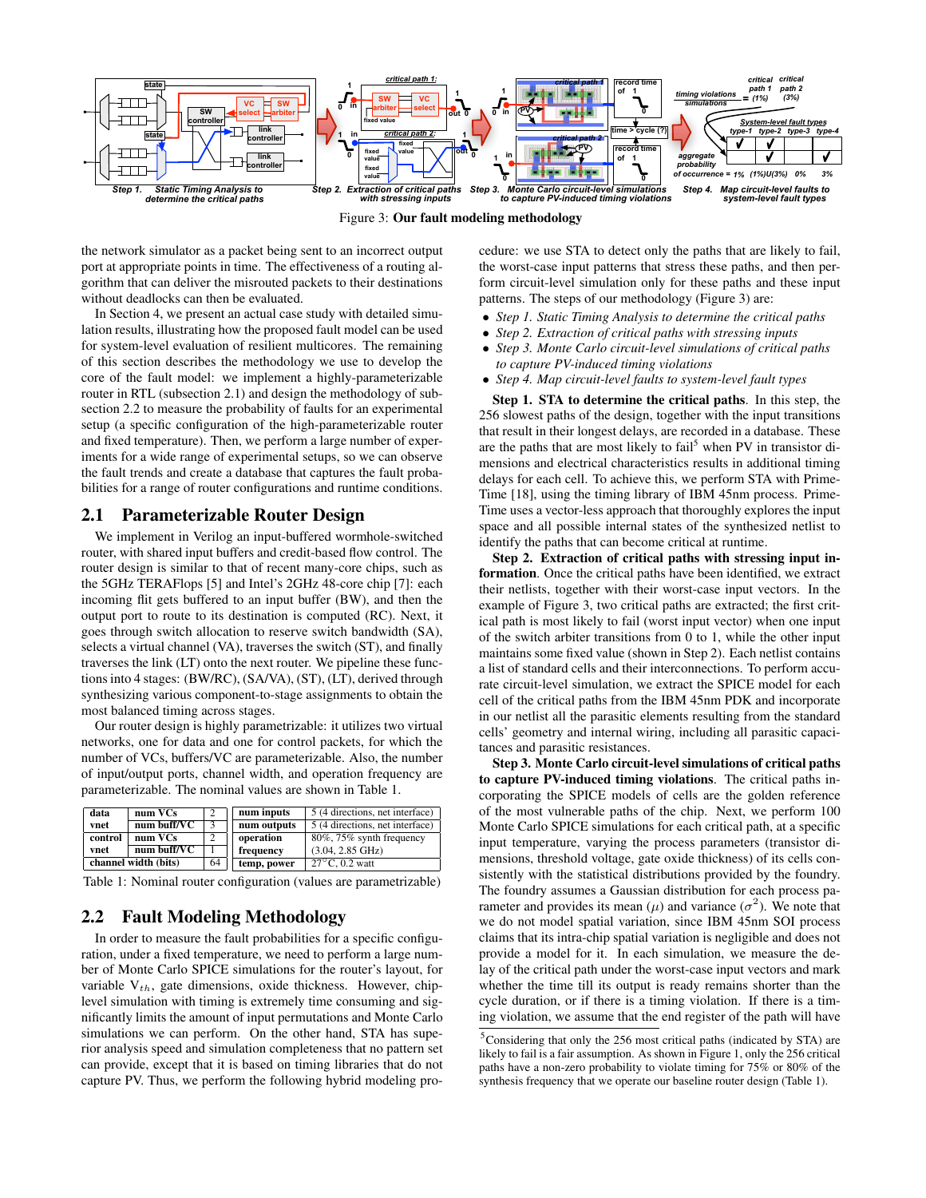Figure 3: **Our fault modeling methodology**

the network simulator as a packet being sent to an incorrect output port at appropriate points in time. The effectiveness of a routing algorithm that can deliver the misrouted packets to their destinations without deadlocks can then be evaluated.

In Section 4, we present an actual case study with detailed simulation results, illustrating how the proposed fault model can be used for system-level evaluation of resilient multicores. The remaining of this section describes the methodology we use to develop the core of the fault model: we implement a highly-parameterizable router in RTL (subsection 2.1) and design the methodology of subsection 2.2 to measure the probability of faults for an experimental setup (a specific configuration of the high-parameterizable router and fixed temperature). Then, we perform a large number of experiments for a wide range of experimental setups, so we can observe the fault trends and create a database that captures the fault probabilities for a range of router configurations and runtime conditions.

## 2.1 Parameterizable Router Design

We implement in Verilog an input-buffered wormhole-switched router, with shared input buffers and credit-based flow control. The router design is similar to that of recent many-core chips, such as the 5GHz TERAFlops [5] and Intel's 2GHz 48-core chip [7]: each incoming flit gets buffered to an input buffer (BW), and then the output port to route to its destination is computed (RC). Next, it goes through switch allocation to reserve switch bandwidth (SA), selects a virtual channel (VA), traverses the switch (ST), and finally traverses the link (LT) onto the next router. We pipeline these functions into 4 stages: (BW/RC), (SA/VA), (ST), (LT), derived through synthesizing various component-to-stage assignments to obtain the most balanced timing across stages.

Our router design is highly parametrizable: it utilizes two virtual networks, one for data and one for control packets, for which the number of VCs, buffers/VC are parameterizable. Also, the number of input/output ports, channel width, and operation frequency are parameterizable. The nominal values are shown in Table 1.

| | | | | |
|---|---|---|---|---|
| **data vnet** | **num VCs** | 2 | **num inputs** | 5 (4 directions, net interface) |
| | **num buff/VC** | 3 | **num outputs** | 5 (4 directions, net interface) |
| **control vnet** | **num VCs** | 2 | **operation frequency** | 80%, 75% synth frequency (3.04, 2.85 GHz) |
| | **num buff/VC** | 1 | | |
| **channel width (bits)** | | 64 | **temp, power** | 27°C, 0.2 watt |

Table 1: Nominal router configuration (values are parametrizable)

## 2.2 Fault Modeling Methodology

In order to measure the fault probabilities for a specific configuration, under a fixed temperature, we need to perform a large number of Monte Carlo SPICE simulations for the router's layout, for variable $V_{th}$, gate dimensions, oxide thickness. However, chip-level simulation with timing is extremely time consuming and significantly limits the amount of input permutations and Monte Carlo simulations we can perform. On the other hand, STA has superior analysis speed and simulation completeness that no pattern set can provide, except that it is based on timing libraries that do not capture PV. Thus, we perform the following hybrid modeling procedure: we use STA to detect only the paths that are likely to fail, the worst-case input patterns that stress these paths, and then perform circuit-level simulation only for these paths and these input patterns. The steps of our methodology (Figure 3) are:

- *Step 1. Static Timing Analysis to determine the critical paths*
- *Step 2. Extraction of critical paths with stressing inputs*
- *Step 3. Monte Carlo circuit-level simulations of critical paths to capture PV-induced timing violations*
- *Step 4. Map circuit-level faults to system-level fault types*

**Step 1. STA to determine the critical paths**. In this step, the 256 slowest paths of the design, together with the input transitions that result in their longest delays, are recorded in a database. These are the paths that are most likely to fail[5] when PV in transistor dimensions and electrical characteristics results in additional timing delays for each cell. To achieve this, we perform STA with PrimeTime [18], using the timing library of IBM 45nm process. PrimeTime uses a vector-less approach that thoroughly explores the input space and all possible internal states of the synthesized netlist to identify the paths that can become critical at runtime.

**Step 2. Extraction of critical paths with stressing input information**. Once the critical paths have been identified, we extract their netlists, together with their worst-case input vectors. In the example of Figure 3, two critical paths are extracted; the first critical path is most likely to fail (worst input vector) when one input of the switch arbiter transitions from 0 to 1, while the other input maintains some fixed value (shown in Step 2). Each netlist contains a list of standard cells and their interconnections. To perform accurate circuit-level simulation, we extract the SPICE model for each cell of the critical paths from the IBM 45nm PDK and incorporate in our netlist all the parasitic elements resulting from the standard cells' geometry and internal wiring, including all parasitic capacitances and parasitic resistances.

**Step 3. Monte Carlo circuit-level simulations of critical paths to capture PV-induced timing violations**. The critical paths incorporating the SPICE models of cells are the golden reference of the most vulnerable paths of the chip. Next, we perform 100 Monte Carlo SPICE simulations for each critical path, at a specific input temperature, varying the process parameters (transistor dimensions, threshold voltage, gate oxide thickness) of its cells consistently with the statistical distributions provided by the foundry. The foundry assumes a Gaussian distribution for each process parameter and provides its mean ($\mu$) and variance ($\sigma^2$). We note that we do not model spatial variation, since IBM 45nm SOI process claims that its intra-chip spatial variation is negligible and does not provide a model for it. In each simulation, we measure the delay of the critical path under the worst-case input vectors and mark whether the time till its output is ready remains shorter than the cycle duration, or if there is a timing violation. If there is a timing violation, we assume that the end register of the path will have

[5] Considering that only the 256 most critical paths (indicated by STA) are likely to fail is a fair assumption. As shown in Figure 1, only the 256 critical paths have a non-zero probability to violate timing for 75% or 80% of the synthesis frequency that we operate our baseline router design (Table 1).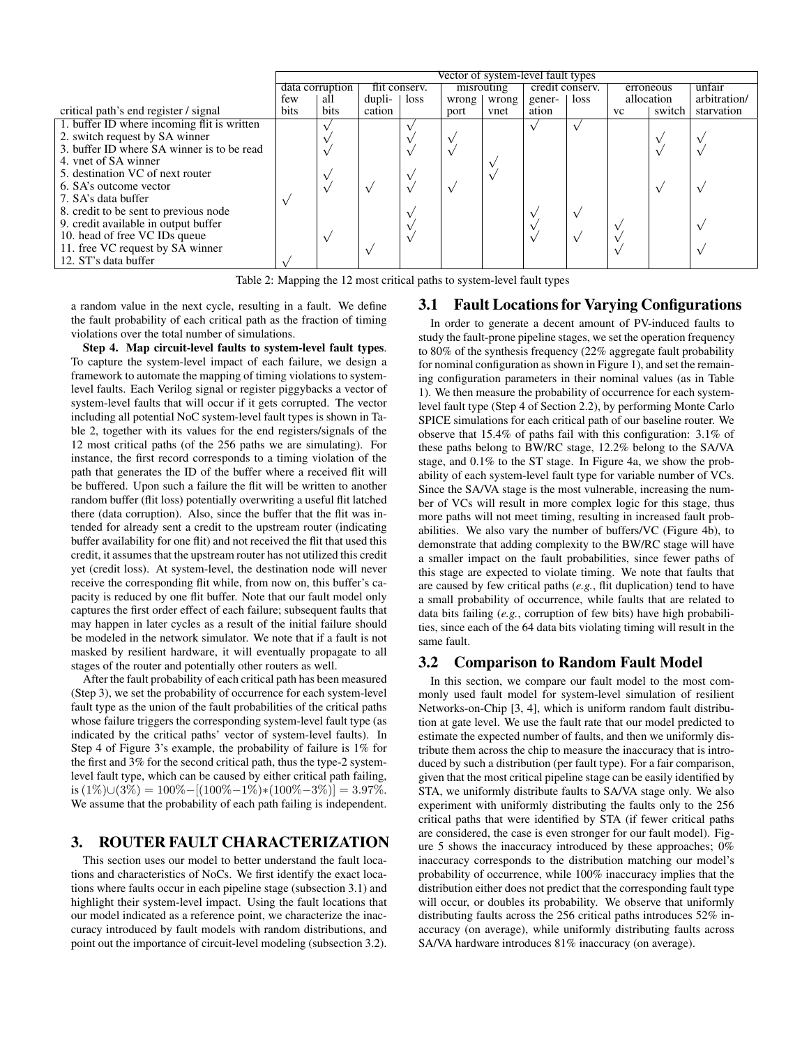| critical path's end register / signal | Vector of system-level fault types | | | | | | | | | | |
|---|---|---|---|---|---|---|---|---|---|---|---|
| | data corruption | | flit conserv. | | misrouting | | credit conserv. | | erroneous allocation | | unfair arbitration/ starvation |
| | few bits | all bits | dupli- cation | loss | wrong port | wrong vnet | gener- ation | loss | vc | switch | |
| 1. buffer ID where incoming flit is written | | √ | | √ | | | √ | √ | | | |
| 2. switch request by SA winner | | √ | | √ | √ | | | | | √ | √ |
| 3. buffer ID where SA winner is to be read | | √ | | √ | √ | | | | | √ | √ |
| 4. vnet of SA winner | | | | | | √ | | | | | |
| 5. destination VC of next router | | √ | | √ | | √ | | | | | |
| 6. SA's outcome vector | | √ | √ | √ | √ | | | | | √ | √ |
| 7. SA's data buffer | √ | | | | | | | | | | |
| 8. credit to be sent to previous node | | | | √ | | | √ | √ | | | |
| 9. credit available in output buffer | | | | √ | | | √ | | √ | | √ |
| 10. head of free VC IDs queue | | √ | | √ | | | √ | √ | √ | | |
| 11. free VC request by SA winner | | | √ | | | | | | √ | | √ |
| 12. ST's data buffer | √ | | | | | | | | | | |

Table 2: Mapping the 12 most critical paths to system-level fault types

a random value in the next cycle, resulting in a fault. We define the fault probability of each critical path as the fraction of timing violations over the total number of simulations.

**Step 4. Map circuit-level faults to system-level fault types**. To capture the system-level impact of each failure, we design a framework to automate the mapping of timing violations to system-level faults. Each Verilog signal or register piggybacks a vector of system-level faults that will occur if it gets corrupted. The vector including all potential NoC system-level fault types is shown in Table 2, together with its values for the end registers/signals of the 12 most critical paths (of the 256 paths we are simulating). For instance, the first record corresponds to a timing violation of the path that generates the ID of the buffer where a received flit will be buffered. Upon such a failure the flit will be written to another random buffer (flit loss) potentially overwriting a useful flit latched there (data corruption). Also, since the buffer that the flit was intended for already sent a credit to the upstream router (indicating buffer availability for one flit) and not received the flit that used this credit, it assumes that the upstream router has not utilized this credit yet (credit loss). At system-level, the destination node will never receive the corresponding flit while, from now on, this buffer's capacity is reduced by one flit buffer. Note that our fault model only captures the first order effect of each failure; subsequent faults that may happen in later cycles as a result of the initial failure should be modeled in the network simulator. We note that if a fault is not masked by resilient hardware, it will eventually propagate to all stages of the router and potentially other routers as well.

After the fault probability of each critical path has been measured (Step 3), we set the probability of occurrence for each system-level fault type as the union of the fault probabilities of the critical paths whose failure triggers the corresponding system-level fault type (as indicated by the critical paths' vector of system-level faults). In Step 4 of Figure 3's example, the probability of failure is 1% for the first and 3% for the second critical path, thus the type-2 system-level fault type, which can be caused by either critical path failing, is $(1\%) \cup (3\%) = 100\% - [(100\% - 1\%) * (100\% - 3\%)] = 3.97\%$. We assume that the probability of each path failing is independent.

# 3. ROUTER FAULT CHARACTERIZATION

This section uses our model to better understand the fault locations and characteristics of NoCs. We first identify the exact locations where faults occur in each pipeline stage (subsection 3.1) and highlight their system-level impact. Using the fault locations that our model indicated as a reference point, we characterize the inaccuracy introduced by fault models with random distributions, and point out the importance of circuit-level modeling (subsection 3.2).

## 3.1 Fault Locations for Varying Configurations

In order to generate a decent amount of PV-induced faults to study the fault-prone pipeline stages, we set the operation frequency to 80% of the synthesis frequency (22% aggregate fault probability for nominal configuration as shown in Figure 1), and set the remaining configuration parameters in their nominal values (as in Table 1). We then measure the probability of occurrence for each system-level fault type (Step 4 of Section 2.2), by performing Monte Carlo SPICE simulations for each critical path of our baseline router. We observe that 15.4% of paths fail with this configuration: 3.1% of these paths belong to BW/RC stage, 12.2% belong to the SA/VA stage, and 0.1% to the ST stage. In Figure 4a, we show the probability of each system-level fault type for variable number of VCs. Since the SA/VA stage is the most vulnerable, increasing the number of VCs will result in more complex logic for this stage, thus more paths will not meet timing, resulting in increased fault probabilities. We also vary the number of buffers/VC (Figure 4b), to demonstrate that adding complexity to the BW/RC stage will have a smaller impact on the fault probabilities, since fewer paths of this stage are expected to violate timing. We note that faults that are caused by few critical paths (*e.g.*, flit duplication) tend to have a small probability of occurrence, while faults that are related to data bits failing (*e.g.*, corruption of few bits) have high probabilities, since each of the 64 data bits violating timing will result in the same fault.

## 3.2 Comparison to Random Fault Model

In this section, we compare our fault model to the most commonly used fault model for system-level simulation of resilient Networks-on-Chip [3, 4], which is uniform random fault distribution at gate level. We use the fault rate that our model predicted to estimate the expected number of faults, and then we uniformly distribute them across the chip to measure the inaccuracy that is introduced by such a distribution (per fault type). For a fair comparison, given that the most critical pipeline stage can be easily identified by STA, we uniformly distribute faults to SA/VA stage only. We also experiment with uniformly distributing the faults only to the 256 critical paths that were identified by STA (if fewer critical paths are considered, the case is even stronger for our fault model). Figure 5 shows the inaccuracy introduced by these approaches; 0% inaccuracy corresponds to the distribution matching our model's probability of occurrence, while 100% inaccuracy implies that the distribution either does not predict that the corresponding fault type will occur, or doubles its probability. We observe that uniformly distributing faults across the 256 critical paths introduces 52% inaccuracy (on average), while uniformly distributing faults across SA/VA hardware introduces 81% inaccuracy (on average).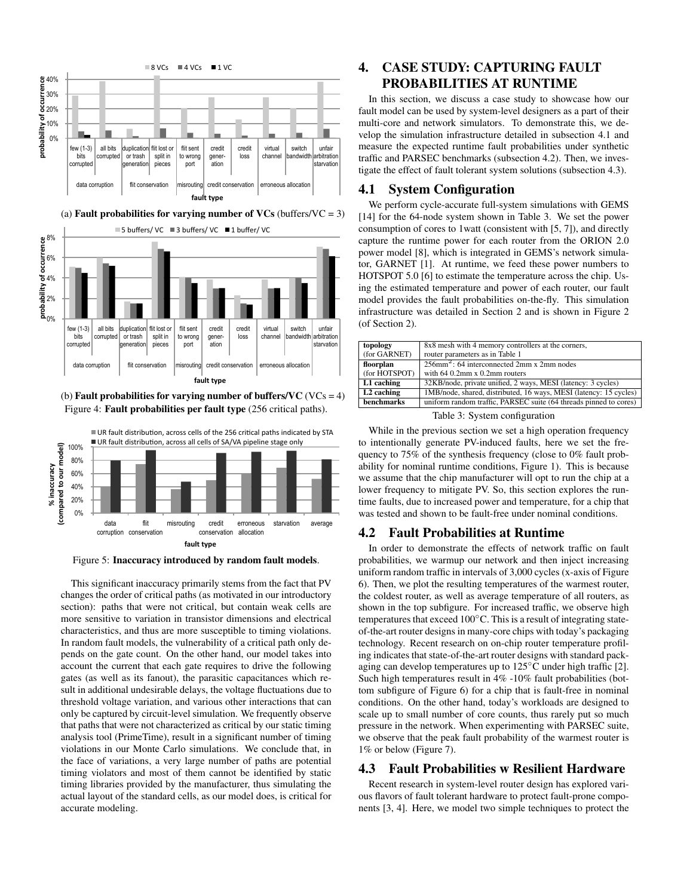(a) **Fault probabilities for varying number of VCs** (buffers/VC = 3)

(b) **Fault probabilities for varying number of buffers/VC** (VCs = 4)

Figure 4: **Fault probabilities per fault type** (256 critical paths).

Figure 5: **Inaccuracy introduced by random fault models**.

This significant inaccuracy primarily stems from the fact that PV changes the order of critical paths (as motivated in our introductory section): paths that were not critical, but contain weak cells are more sensitive to variation in transistor dimensions and electrical characteristics, and thus are more susceptible to timing violations. In random fault models, the vulnerability of a critical path only depends on the gate count. On the other hand, our model takes into account the current that each gate requires to drive the following gates (as well as its fanout), the parasitic capacitances which result in additional undesirable delays, the voltage fluctuations due to threshold voltage variation, and various other interactions that can only be captured by circuit-level simulation. We frequently observe that paths that were not characterized as critical by our static timing analysis tool (PrimeTime), result in a significant number of timing violations in our Monte Carlo simulations. We conclude that, in the face of variations, a very large number of paths are potential timing violators and most of them cannot be identified by static timing libraries provided by the manufacturer, thus simulating the actual layout of the standard cells, as our model does, is critical for accurate modeling.

# 4. CASE STUDY: CAPTURING FAULT PROBABILITIES AT RUNTIME

In this section, we discuss a case study to showcase how our fault model can be used by system-level designers as a part of their multi-core and network simulators. To demonstrate this, we develop the simulation infrastructure detailed in subsection 4.1 and measure the expected runtime fault probabilities under synthetic traffic and PARSEC benchmarks (subsection 4.2). Then, we investigate the effect of fault tolerant system solutions (subsection 4.3).

## 4.1 System Configuration

We perform cycle-accurate full-system simulations with GEMS [14] for the 64-node system shown in Table 3. We set the power consumption of cores to 1watt (consistent with [5, 7]), and directly capture the runtime power for each router from the ORION 2.0 power model [8], which is integrated in GEMS's network simulator, GARNET [1]. At runtime, we feed these power numbers to HOTSPOT 5.0 [6] to estimate the temperature across the chip. Using the estimated temperature and power of each router, our fault model provides the fault probabilities on-the-fly. This simulation infrastructure was detailed in Section 2 and is shown in Figure 2 (of Section 2).

| | |
|---|---|
| **topology** (for GARNET) | 8x8 mesh with 4 memory controllers at the corners, router parameters as in Table 1 |
| **floorplan** (for HOTSPOT) | 256mm$^2$: 64 interconnected 2mm x 2mm nodes with 64 0.2mm x 0.2mm routers |
| **L1 caching** | 32KB/node, private unified, 2 ways, MESI (latency: 3 cycles) |
| **L2 caching** | 1MB/node, shared, distributed, 16 ways, MESI (latency: 15 cycles) |
| **benchmarks** | uniform random traffic, PARSEC suite (64 threads pinned to cores) |

Table 3: System configuration

While in the previous section we set a high operation frequency to intentionally generate PV-induced faults, here we set the frequency to 75% of the synthesis frequency (close to 0% fault probability for nominal runtime conditions, Figure 1). This is because we assume that the chip manufacturer will opt to run the chip at a lower frequency to mitigate PV. So, this section explores the runtime faults, due to increased power and temperature, for a chip that was tested and shown to be fault-free under nominal conditions.

## 4.2 Fault Probabilities at Runtime

In order to demonstrate the effects of network traffic on fault probabilities, we warmup our network and then inject increasing uniform random traffic in intervals of 3,000 cycles (x-axis of Figure 6). Then, we plot the resulting temperatures of the warmest router, the coldest router, as well as average temperature of all routers, as shown in the top subfigure. For increased traffic, we observe high temperatures that exceed 100°C. This is a result of integrating state-of-the-art router designs in many-core chips with today's packaging technology. Recent research on on-chip router temperature profiling indicates that state-of-the-art router designs with standard packaging can develop temperatures up to 125°C under high traffic [2]. Such high temperatures result in 4% -10% fault probabilities (bottom subfigure of Figure 6) for a chip that is fault-free in nominal conditions. On the other hand, today's workloads are designed to scale up to small number of core counts, thus rarely put so much pressure in the network. When experimenting with PARSEC suite, we observe that the peak fault probability of the warmest router is 1% or below (Figure 7).

## 4.3 Fault Probabilities w Resilient Hardware

Recent research in system-level router design has explored various flavors of fault tolerant hardware to protect fault-prone components [3, 4]. Here, we model two simple techniques to protect the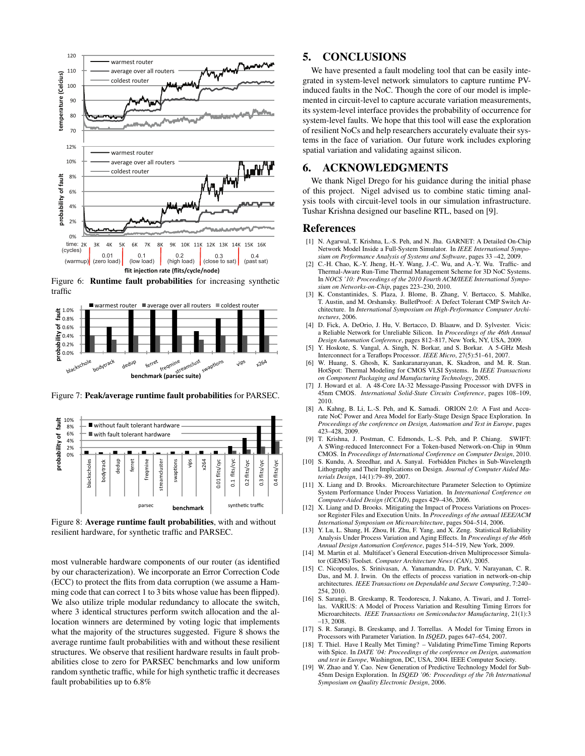120
warmest router
average over all routers
coldest router
110
100
90
80
70
temperature (Celcius)

12%
warmest router
average over all routers
coldest router
10%
8%
6%
4%
2%
0%
probability of fault

time: 2K 3K 4K 5K 6K 7K 8K 9K 10K 11K 12K 13K 14K 15K 16K
(cycles)
(warmup) 0.01 (zero load) 0.1 (low load) 0.2 (high load) 0.3 (close to sat) 0.4 (past sat)
flit injection rate (flits/cycle/node)

Figure 6: **Runtime fault probabilities** for increasing synthetic traffic

warmest router average over all routers coldest router
1.0%
0.8%
0.6%
0.4%
0.2%
0.0%
probability of fault
blackschole bodytrack dedup ferret freqmine streamclust swaptions vips x264
benchmark (parsec suite)

Figure 7: **Peak/average runtime fault probabilities** for PARSEC.

10%
8%
6%
4%
2%
0%
probability of fault
without fault tolerant hardware
with fault tolerant hardware
blackscholes bodytrack dedup ferret freqmine streamcluster swaptions vips x264 0.01 flits/cyc 0.1 flits/cyc 0.2 flits/cyc 0.3 flits/cyc 0.4 flits/cyc
parsec benchmark synthetic traffic

Figure 8: **Average runtime fault probabilities**, with and without resilient hardware, for synthetic traffic and PARSEC.

most vulnerable hardware components of our router (as identified by our characterization). We incorporate an Error Correction Code (ECC) to protect the flits from data corruption (we assume a Hamming code that can correct 1 to 3 bits whose value has been flipped). We also utilize triple modular redundancy to allocate the switch, where 3 identical structures perform switch allocation and the allocation winners are determined by voting logic that implements what the majority of the structures suggested. Figure 8 shows the average runtime fault probabilities with and without these resilient structures. We observe that resilient hardware results in fault probabilities close to zero for PARSEC benchmarks and low uniform random synthetic traffic, while for high synthetic traffic it decreases fault probabilities up to 6.8%

## 5. CONCLUSIONS

We have presented a fault modeling tool that can be easily integrated in system-level network simulators to capture runtime PV-induced faults in the NoC. Though the core of our model is implemented in circuit-level to capture accurate variation measurements, its system-level interface provides the probability of occurrence for system-level faults. We hope that this tool will ease the exploration of resilient NoCs and help researchers accurately evaluate their systems in the face of variation. Our future work includes exploring spatial variation and validating against silicon.

## 6. ACKNOWLEDGMENTS

We thank Nigel Drego for his guidance during the initial phase of this project. Nigel advised us to combine static timing analysis tools with circuit-level tools in our simulation infrastructure. Tushar Krishna designed our baseline RTL, based on [9].

## References

[1] N. Agarwal, T. Krishna, L.-S. Peh, and N. Jha. GARNET: A Detailed On-Chip Network Model Inside a Full-System Simulator. In *IEEE International Symposium on Performance Analysis of Systems and Software*, pages 33 –42, 2009.

[2] C.-H. Chao, K.-Y. Jheng, H.-Y. Wang, J.-C. Wu, and A.-Y. Wu. Traffic- and Thermal-Aware Run-Time Thermal Management Scheme for 3D NoC Systems. In *NOCS '10: Proceedings of the 2010 Fourth ACM/IEEE International Symposium on Networks-on-Chip*, pages 223–230, 2010.

[3] K. Constantinides, S. Plaza, J. Blome, B. Zhang, V. Bertacco, S. Mahlke, T. Austin, and M. Orshansky. BulletProof: A Defect Tolerant CMP Switch Architecture. In *International Symposium on High-Performance Computer Architectures*, 2006.

[4] D. Fick, A. DeOrio, J. Hu, V. Bertacco, D. Blaauw, and D. Sylvester. Vicis: a Reliable Network for Unreliable Silicon. In *Proceedings of the 46th Annual Design Automation Conference*, pages 812–817, New York, NY, USA, 2009.

[5] Y. Hoskote, S. Vangal, A. Singh, N. Borkar, and S. Borkar. A 5-GHz Mesh Interconnect for a Teraflops Processor. *IEEE Micro*, 27(5):51–61, 2007.

[6] W. Huang, S. Ghosh, K. Sankaranarayanan, K. Skadron, and M. R. Stan. HotSpot: Thermal Modeling for CMOS VLSI Systems. In *IEEE Transactions on Component Packaging and Manufacturing Technology*, 2005.

[7] J. Howard et al. A 48-Core IA-32 Message-Passing Processor with DVFS in 45nm CMOS. *International Solid-State Circuits Conference*, pages 108–109, 2010.

[8] A. Kahng, B. Li, L.-S. Peh, and K. Samadi. ORION 2.0: A Fast and Accurate NoC Power and Area Model for Early-Stage Design Space Exploration. In *Proceedings of the conference on Design, Automation and Test in Europe*, pages 423–428, 2009.

[9] T. Krishna, J. Postman, C. Edmonds, L.-S. Peh, and P. Chiang. SWIFT: A SWing-reduced Interconnect For a Token-based Network-on-Chip in 90nm CMOS. In *Proceedings of International Conference on Computer Design*, 2010.

[10] S. Kundu, A. Sreedhar, and A. Sanyal. Forbidden Pitches in Sub-Wavelength Lithography and Their Implications on Design. *Journal of Computer Aided Materials Design*, 14(1):79–89, 2007.

[11] X. Liang and D. Brooks. Microarchitecture Parameter Selection to Optimize System Performance Under Process Variation. In *International Conference on Computer-Aided Design (ICCAD)*, pages 429–436, 2006.

[12] X. Liang and D. Brooks. Mitigating the Impact of Process Variations on Processor Register Files and Execution Units. In *Proceedings of the annual IEEE/ACM International Symposium on Microarchitecture*, pages 504–514, 2006.

[13] Y. Lu, L. Shang, H. Zhou, H. Zhu, F. Yang, and X. Zeng. Statistical Reliability Analysis Under Process Variation and Aging Effects. In *Proceedings of the 46th Annual Design Automation Conference*, pages 514–519, New York, 2009.

[14] M. Martin et al. Multifacet's General Execution-driven Multiprocessor Simulator (GEMS) Toolset. *Computer Architecture News (CAN)*, 2005.

[15] C. Nicopoulos, S. Srinivasan, A. Yanamandra, D. Park, V. Narayanan, C. R. Das, and M. J. Irwin. On the effects of process variation in network-on-chip architectures. *IEEE Transactions on Dependable and Secure Computing*, 7:240–254, 2010.

[16] S. Sarangi, B. Greskamp, R. Teodorescu, J. Nakano, A. Tiwari, and J. Torrellas. VARIUS: A Model of Process Variation and Resulting Timing Errors for Microarchitects. *IEEE Transactions on Semiconductor Manufacturing*, 21(1):3 –13, 2008.

[17] S. R. Sarangi, B. Greskamp, and J. Torrellas. A Model for Timing Errors in Processors with Parameter Variation. In *ISQED*, pages 647–654, 2007.

[18] T. Thiel. Have I Really Met Timing? – Validating PrimeTime Timing Reports with Spice. In *DATE '04: Proceedings of the conference on Design, automation and test in Europe*, Washington, DC, USA, 2004. IEEE Computer Society.

[19] W. Zhao and Y. Cao. New Generation of Predictive Technology Model for Sub-45nm Design Exploration. In *ISQED '06: Proceedings of the 7th International Symposium on Quality Electronic Design*, 2006.